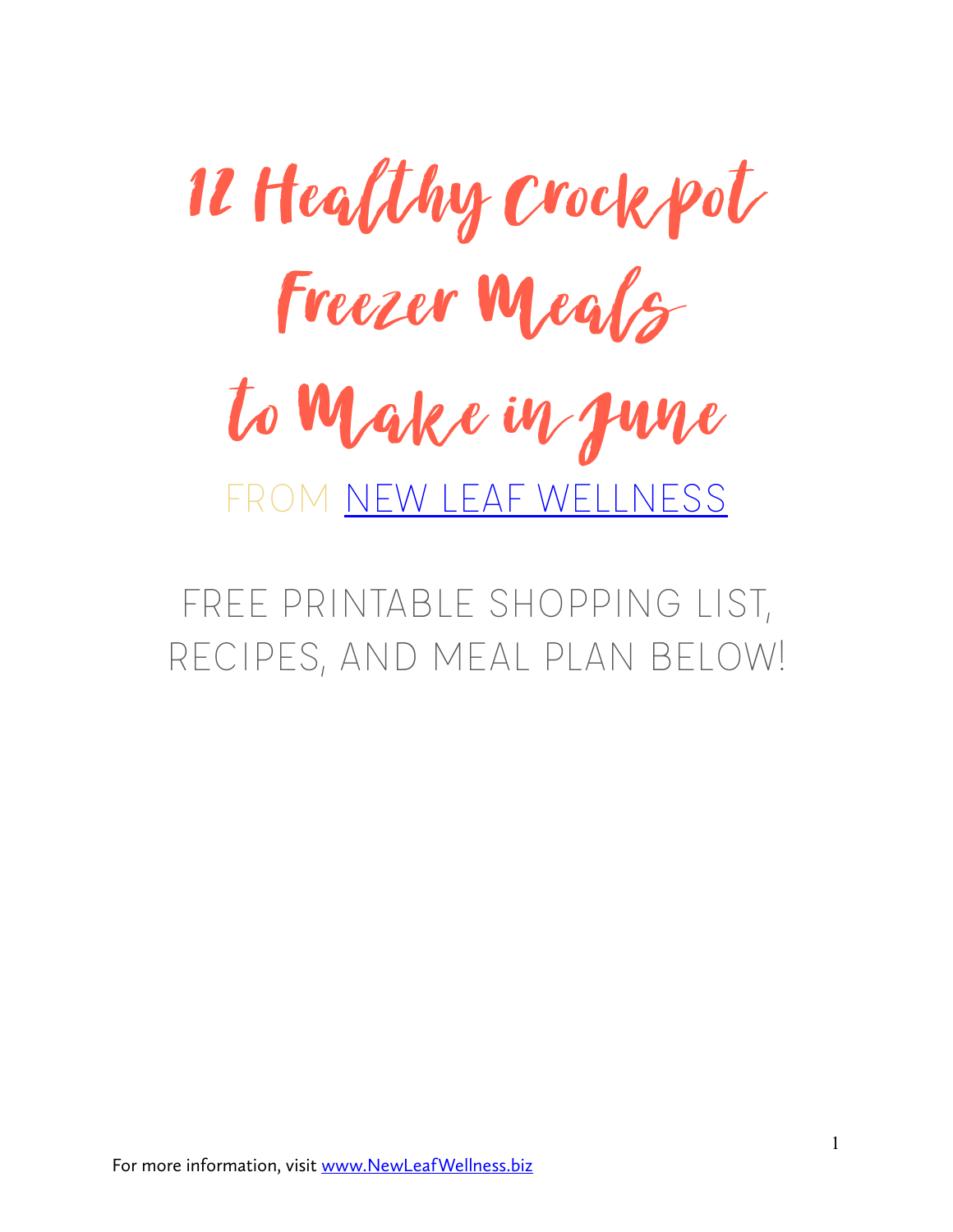# 12 Healthy Crockpot Freezer Meals to Make in June

FROM [NEW LEAF WELLNESS](http://www.NewLeafWellness.biz)

FREE PRINTABLE SHOPPING LIST, RECIPES, AND MEAL PLAN BELOW!

For more information, visit [www.NewLeafWellness.biz](http://www.NewLeafWellness.biz)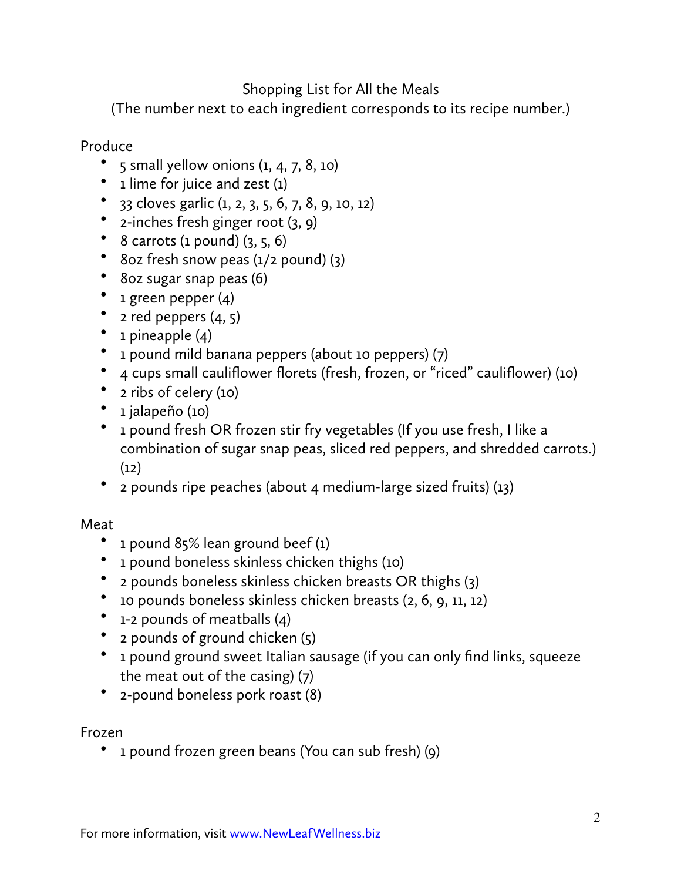Shopping List for All the Meals

(The number next to each ingredient corresponds to its recipe number.)

Produce

- 5 small yellow onions (1, 4, 7, 8, 10)
- 1 lime for juice and zest (1)
- 33 cloves garlic (1, 2, 3, 5, 6, 7, 8, 9, 10, 12)
- 2-inches fresh ginger root (3, 9)
- 8 carrots (1 pound) (3, 5, 6)
- 8oz fresh snow peas (1/2 pound) (3)
- 8oz sugar snap peas (6)
- 1 green pepper (4)
- 2 red peppers (4, 5)
- 1 pineapple (4)
- 1 pound mild banana peppers (about 10 peppers) (7)
- 4 cups small cauliflower florets (fresh, frozen, or "riced" cauliflower) (10)
- 2 ribs of celery (10)
- 1 jalapeño (10)
- 1 pound fresh OR frozen stir fry vegetables (If you use fresh, I like a combination of sugar snap peas, sliced red peppers, and shredded carrots.) (12)
- 2 pounds ripe peaches (about 4 medium-large sized fruits) (13)

Meat

- 1 pound 85% lean ground beef (1)
- 1 pound boneless skinless chicken thighs (10)
- 2 pounds boneless skinless chicken breasts OR thighs (3)
- 10 pounds boneless skinless chicken breasts (2, 6, 9, 11, 12)
- 1-2 pounds of meatballs (4)
- 2 pounds of ground chicken (5)
- 1 pound ground sweet Italian sausage (if you can only find links, squeeze the meat out of the casing) (7)
- 2-pound boneless pork roast (8)

Frozen

- 1 pound frozen green beans (You can sub fresh) (9)

For more information, visit [www.NewLeafWellness.biz](http://www.NewLeafWellness.biz)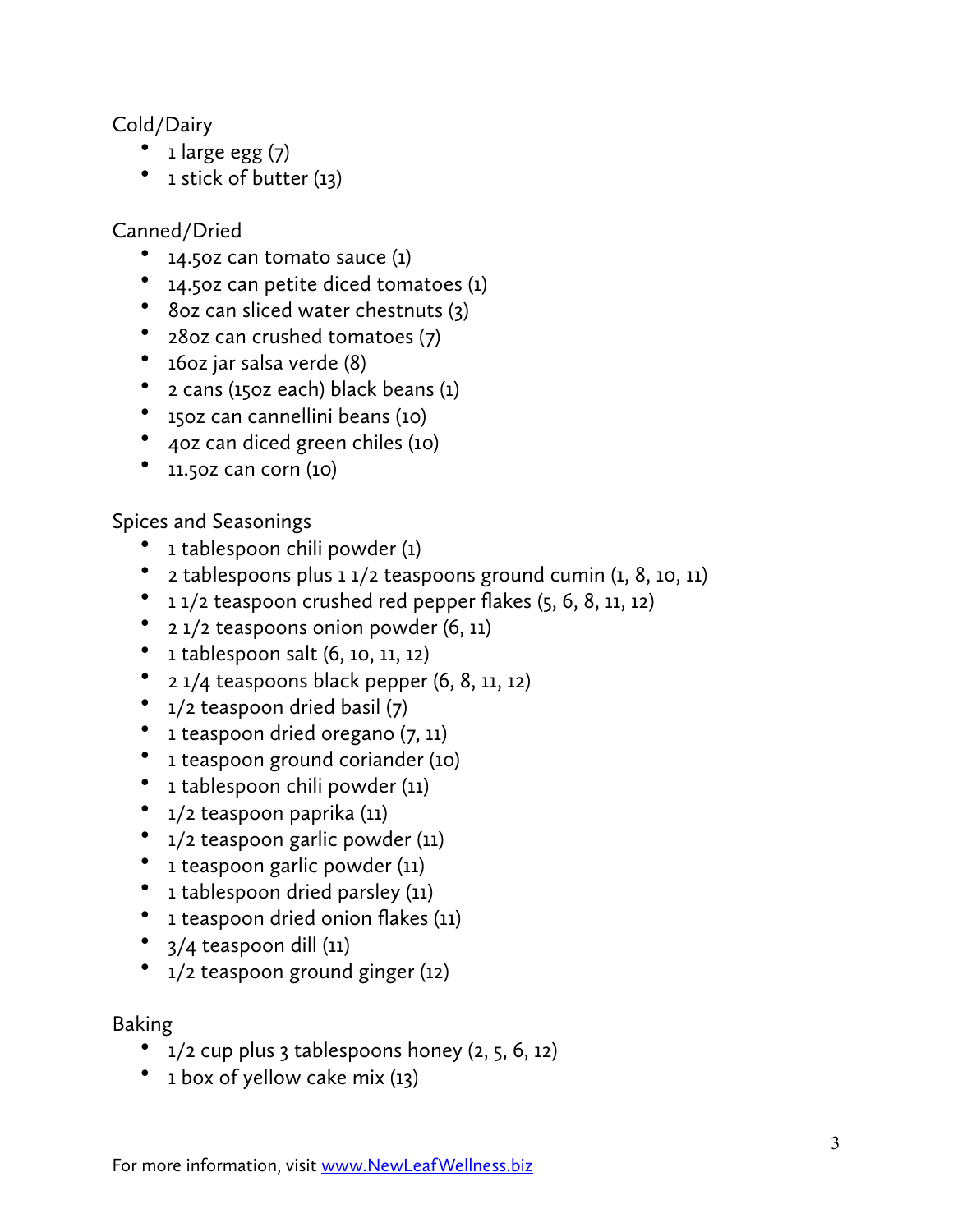Cold/Dairy

- 1 large egg (7)
- 1 stick of butter (13)

Canned/Dried

- 14.5oz can tomato sauce (1)
- 14.5oz can petite diced tomatoes (1)
- 8oz can sliced water chestnuts (3)
- 28oz can crushed tomatoes (7)
- 16oz jar salsa verde (8)
- 2 cans (15oz each) black beans (1)
- 15oz can cannellini beans (10)
- 4oz can diced green chiles (10)
- 11.5oz can corn (10)

Spices and Seasonings

- 1 tablespoon chili powder (1)
- 2 tablespoons plus 1 1/2 teaspoons ground cumin (1, 8, 10, 11)
- 1 1/2 teaspoon crushed red pepper flakes (5, 6, 8, 11, 12)
- 2 1/2 teaspoons onion powder (6, 11)
- 1 tablespoon salt (6, 10, 11, 12)
- 2 1/4 teaspoons black pepper (6, 8, 11, 12)
- 1/2 teaspoon dried basil (7)
- 1 teaspoon dried oregano (7, 11)
- 1 teaspoon ground coriander (10)
- 1 tablespoon chili powder (11)
- 1/2 teaspoon paprika (11)
- 1/2 teaspoon garlic powder (11)
- 1 teaspoon garlic powder (11)
- 1 tablespoon dried parsley (11)
- 1 teaspoon dried onion flakes (11)
- 3/4 teaspoon dill (11)
- 1/2 teaspoon ground ginger (12)

Baking

- 1/2 cup plus 3 tablespoons honey (2, 5, 6, 12)
- 1 box of yellow cake mix (13)

For more information, visit www.NewLeafWellness.biz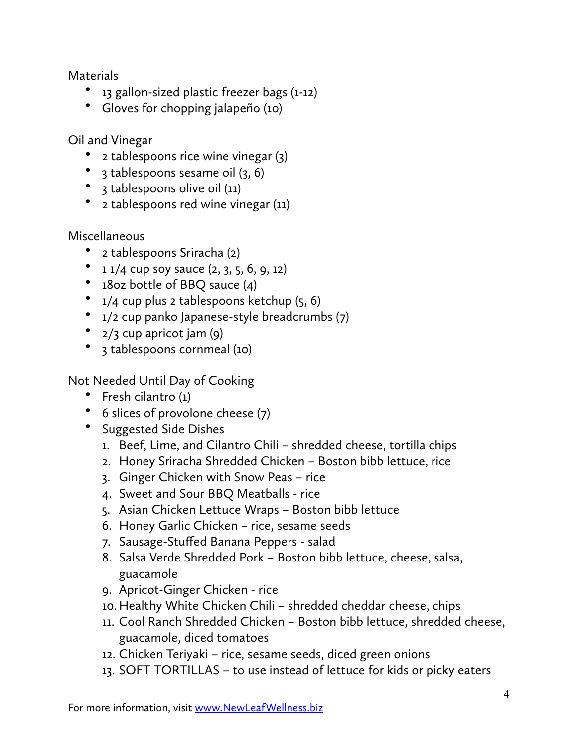Materials

- 13 gallon-sized plastic freezer bags (1-12)
- Gloves for chopping jalapeño (10)

Oil and Vinegar

- 2 tablespoons rice wine vinegar (3)
- 3 tablespoons sesame oil (3, 6)
- 3 tablespoons olive oil (11)
- 2 tablespoons red wine vinegar (11)

Miscellaneous

- 2 tablespoons Sriracha (2)
- 1 1/4 cup soy sauce (2, 3, 5, 6, 9, 12)
- 18oz bottle of BBQ sauce (4)
- 1/4 cup plus 2 tablespoons ketchup (5, 6)
- 1/2 cup panko Japanese-style breadcrumbs (7)
- 2/3 cup apricot jam (9)
- 3 tablespoons cornmeal (10)

Not Needed Until Day of Cooking

- Fresh cilantro (1)
- 6 slices of provolone cheese (7)
- Suggested Side Dishes
  1. Beef, Lime, and Cilantro Chili – shredded cheese, tortilla chips
  2. Honey Sriracha Shredded Chicken – Boston bibb lettuce, rice
  3. Ginger Chicken with Snow Peas – rice
  4. Sweet and Sour BBQ Meatballs - rice
  5. Asian Chicken Lettuce Wraps – Boston bibb lettuce
  6. Honey Garlic Chicken – rice, sesame seeds
  7. Sausage-Stuffed Banana Peppers - salad
  8. Salsa Verde Shredded Pork – Boston bibb lettuce, cheese, salsa, guacamole
  9. Apricot-Ginger Chicken - rice
  10. Healthy White Chicken Chili – shredded cheddar cheese, chips
  11. Cool Ranch Shredded Chicken – Boston bibb lettuce, shredded cheese, guacamole, diced tomatoes
  12. Chicken Teriyaki – rice, sesame seeds, diced green onions
  13. SOFT TORTILLAS – to use instead of lettuce for kids or picky eaters

For more information, visit [www.NewLeafWellness.biz](http://www.NewLeafWellness.biz)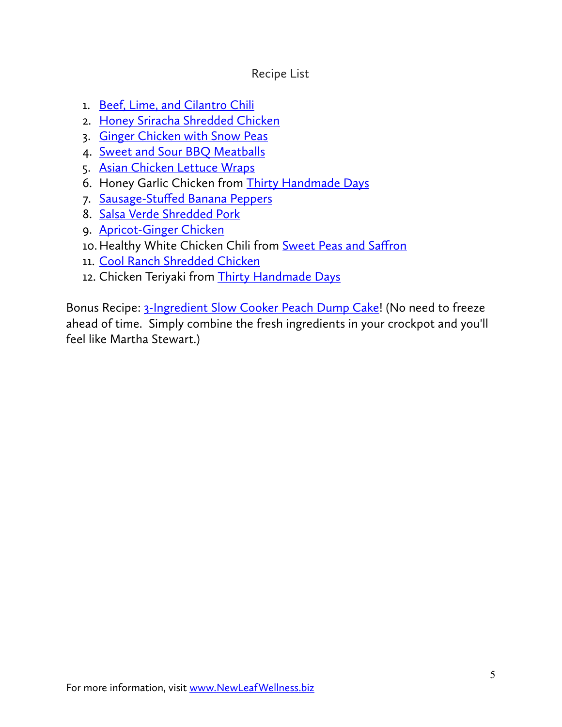# Recipe List

1. Beef, Lime, and Cilantro Chili
2. Honey Sriracha Shredded Chicken
3. Ginger Chicken with Snow Peas
4. Sweet and Sour BBQ Meatballs
5. Asian Chicken Lettuce Wraps
6. Honey Garlic Chicken from Thirty Handmade Days
7. Sausage-Stuffed Banana Peppers
8. Salsa Verde Shredded Pork
9. Apricot-Ginger Chicken
10. Healthy White Chicken Chili from Sweet Peas and Saffron
11. Cool Ranch Shredded Chicken
12. Chicken Teriyaki from Thirty Handmade Days

Bonus Recipe: 3-Ingredient Slow Cooker Peach Dump Cake! (No need to freeze ahead of time. Simply combine the fresh ingredients in your crockpot and you'll feel like Martha Stewart.)

For more information, visit www.NewLeafWellness.biz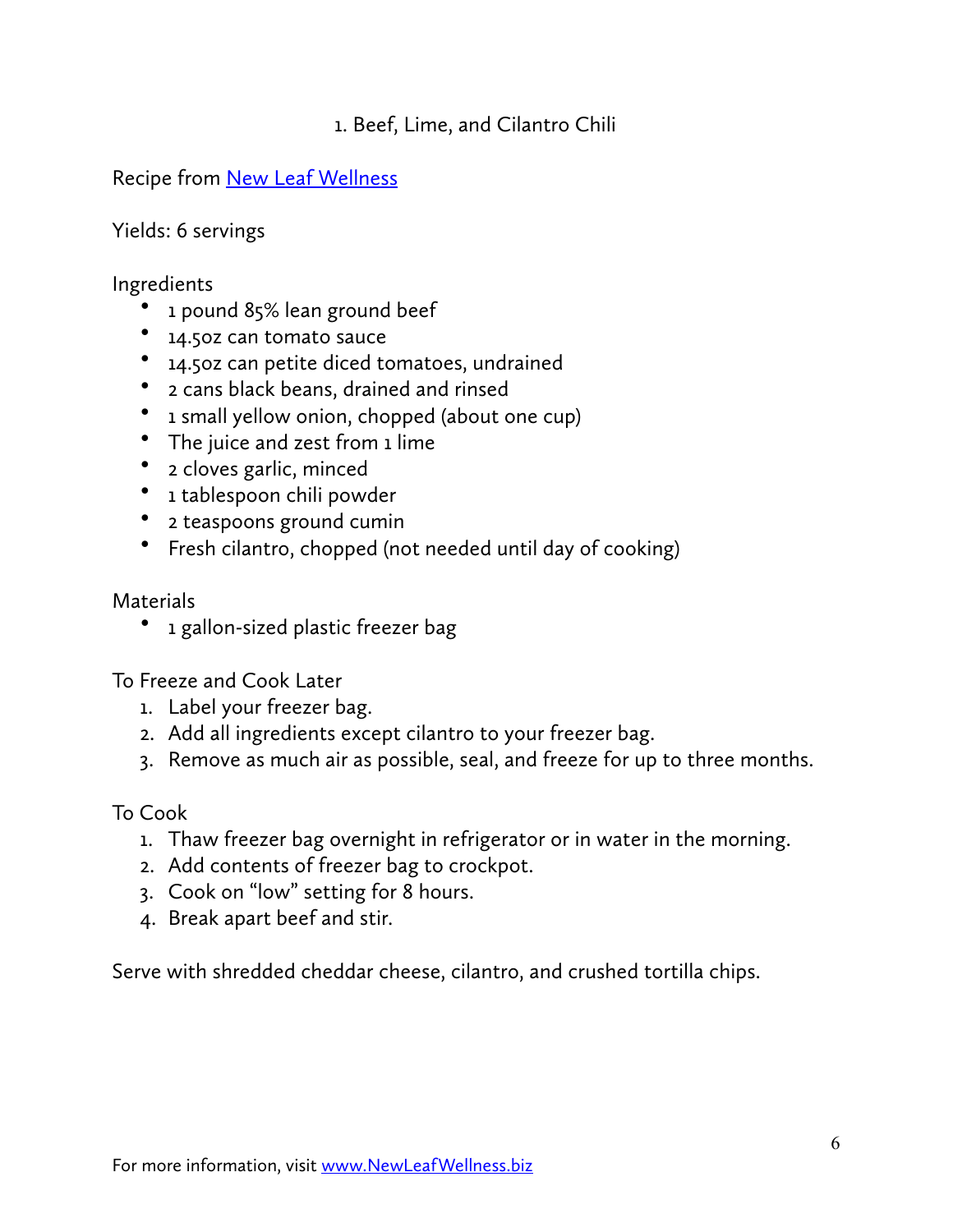# 1. Beef, Lime, and Cilantro Chili

Recipe from [New Leaf Wellness](http://www.NewLeafWellness.biz)

Yields: 6 servings

Ingredients

- 1 pound 85% lean ground beef
- 14.5oz can tomato sauce
- 14.5oz can petite diced tomatoes, undrained
- 2 cans black beans, drained and rinsed
- 1 small yellow onion, chopped (about one cup)
- The juice and zest from 1 lime
- 2 cloves garlic, minced
- 1 tablespoon chili powder
- 2 teaspoons ground cumin
- Fresh cilantro, chopped (not needed until day of cooking)

Materials

- 1 gallon-sized plastic freezer bag

To Freeze and Cook Later

1. Label your freezer bag.
2. Add all ingredients except cilantro to your freezer bag.
3. Remove as much air as possible, seal, and freeze for up to three months.

To Cook

1. Thaw freezer bag overnight in refrigerator or in water in the morning.
2. Add contents of freezer bag to crockpot.
3. Cook on "low" setting for 8 hours.
4. Break apart beef and stir.

Serve with shredded cheddar cheese, cilantro, and crushed tortilla chips.

For more information, visit [www.NewLeafWellness.biz](http://www.NewLeafWellness.biz)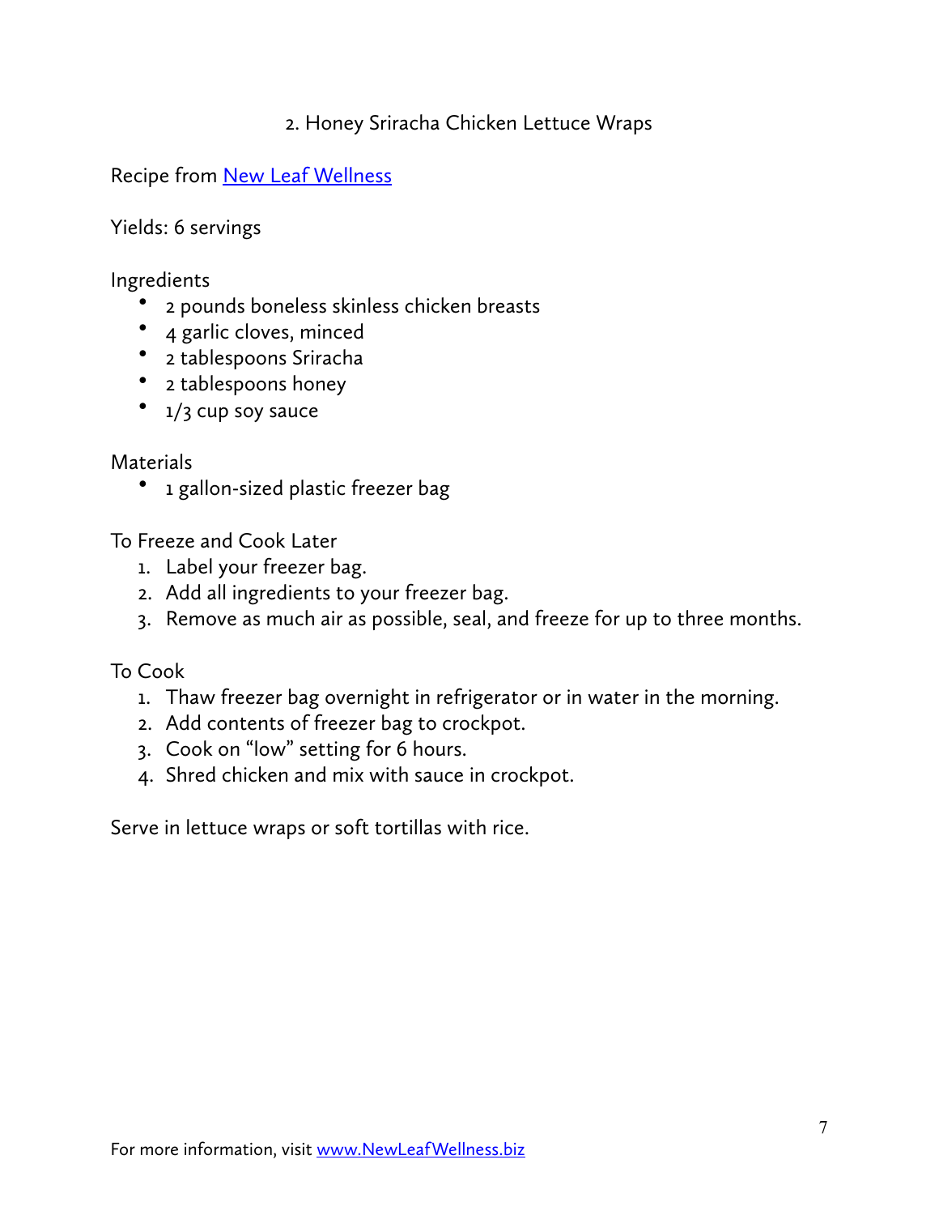## 2. Honey Sriracha Chicken Lettuce Wraps

Recipe from [New Leaf Wellness](http://www.NewLeafWellness.biz)

Yields: 6 servings

Ingredients

- 2 pounds boneless skinless chicken breasts
- 4 garlic cloves, minced
- 2 tablespoons Sriracha
- 2 tablespoons honey
- 1/3 cup soy sauce

Materials

- 1 gallon-sized plastic freezer bag

To Freeze and Cook Later

1. Label your freezer bag.
2. Add all ingredients to your freezer bag.
3. Remove as much air as possible, seal, and freeze for up to three months.

To Cook

1. Thaw freezer bag overnight in refrigerator or in water in the morning.
2. Add contents of freezer bag to crockpot.
3. Cook on "low" setting for 6 hours.
4. Shred chicken and mix with sauce in crockpot.

Serve in lettuce wraps or soft tortillas with rice.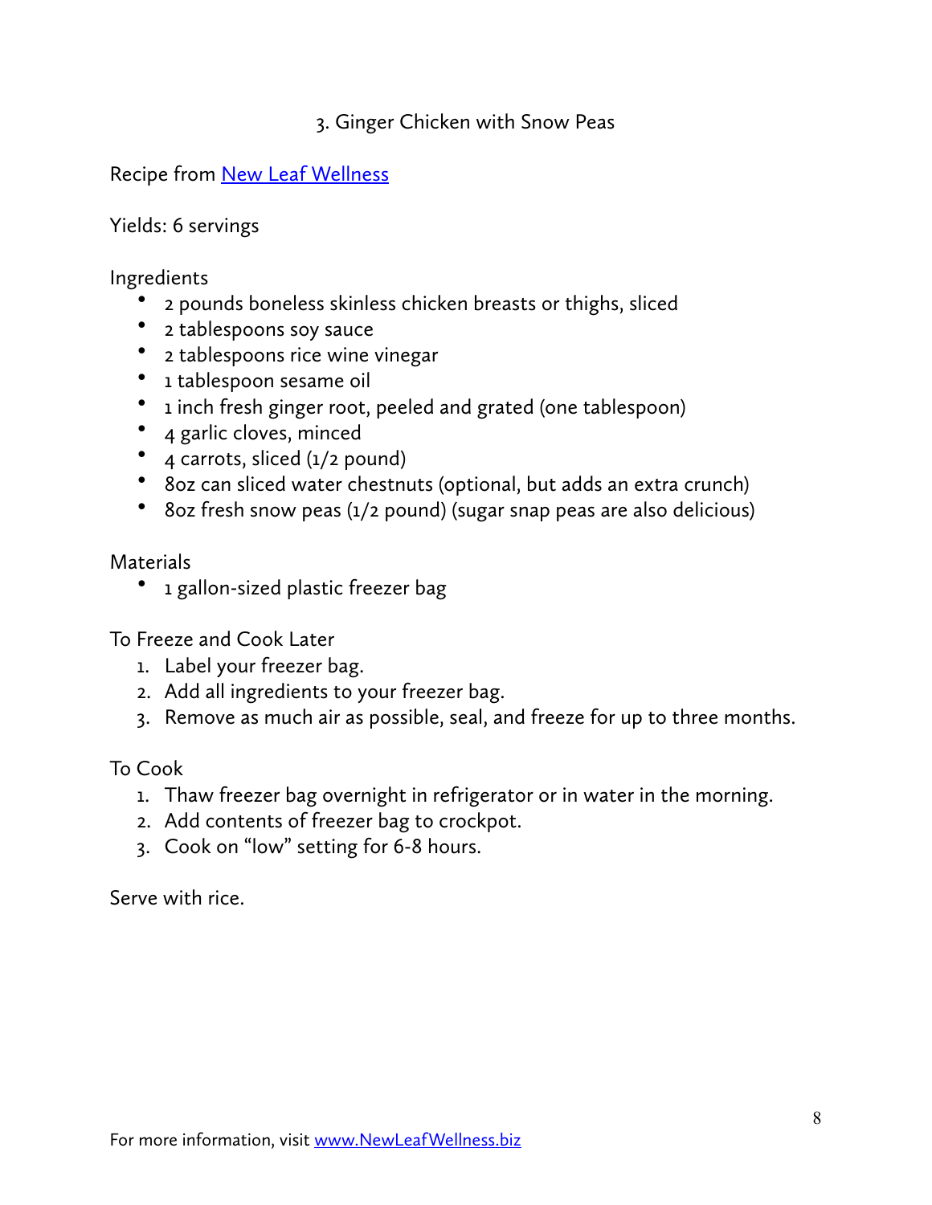## 3. Ginger Chicken with Snow Peas

Recipe from [New Leaf Wellness](http://www.NewLeafWellness.biz)

Yields: 6 servings

Ingredients

- 2 pounds boneless skinless chicken breasts or thighs, sliced
- 2 tablespoons soy sauce
- 2 tablespoons rice wine vinegar
- 1 tablespoon sesame oil
- 1 inch fresh ginger root, peeled and grated (one tablespoon)
- 4 garlic cloves, minced
- 4 carrots, sliced (1/2 pound)
- 8oz can sliced water chestnuts (optional, but adds an extra crunch)
- 8oz fresh snow peas (1/2 pound) (sugar snap peas are also delicious)

Materials

- 1 gallon-sized plastic freezer bag

To Freeze and Cook Later

1. Label your freezer bag.
2. Add all ingredients to your freezer bag.
3. Remove as much air as possible, seal, and freeze for up to three months.

To Cook

1. Thaw freezer bag overnight in refrigerator or in water in the morning.
2. Add contents of freezer bag to crockpot.
3. Cook on "low" setting for 6-8 hours.

Serve with rice.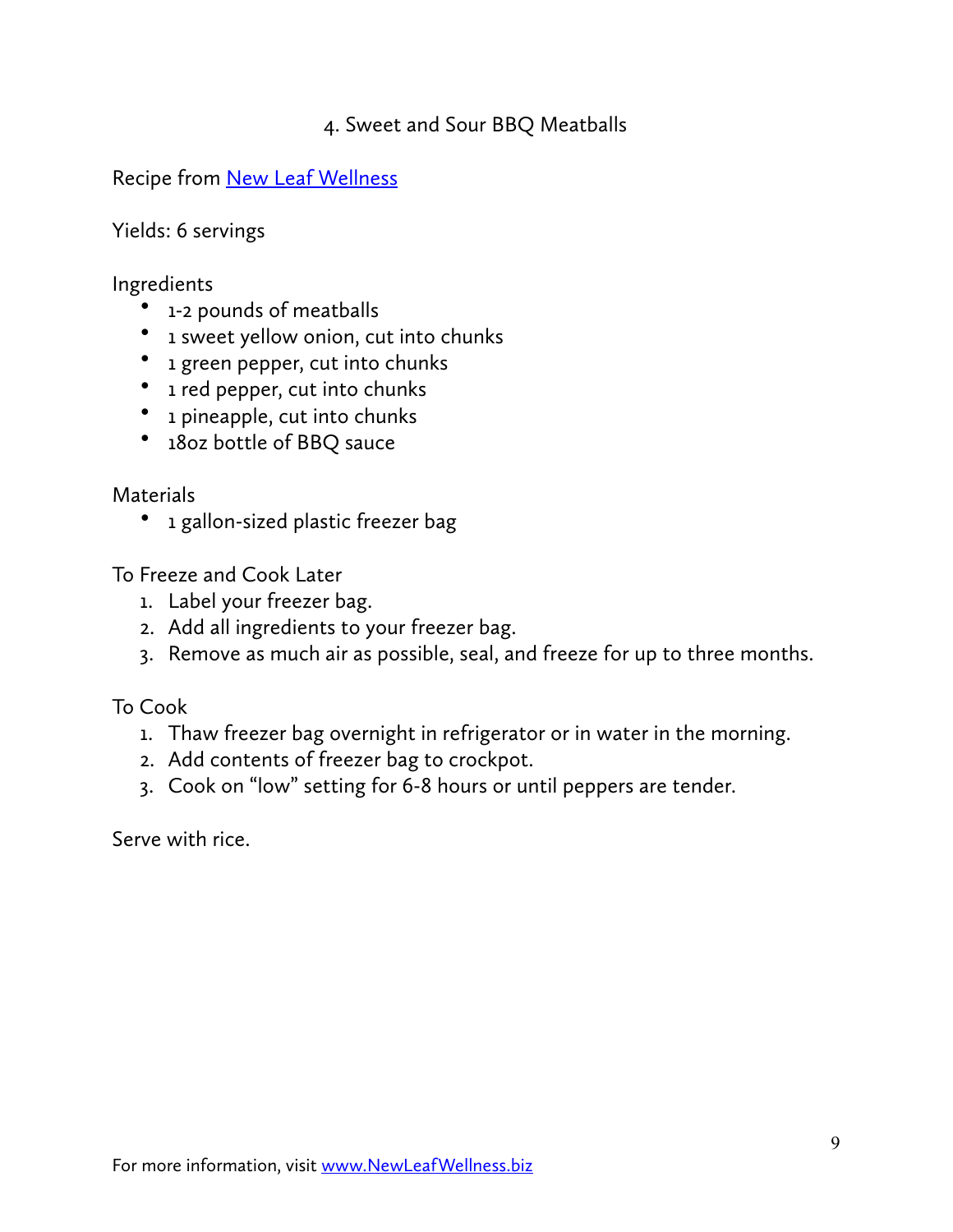## 4. Sweet and Sour BBQ Meatballs

Recipe from [New Leaf Wellness](http://www.NewLeafWellness.biz)

Yields: 6 servings

Ingredients

- 1-2 pounds of meatballs
- 1 sweet yellow onion, cut into chunks
- 1 green pepper, cut into chunks
- 1 red pepper, cut into chunks
- 1 pineapple, cut into chunks
- 18oz bottle of BBQ sauce

Materials

- 1 gallon-sized plastic freezer bag

To Freeze and Cook Later

1. Label your freezer bag.
2. Add all ingredients to your freezer bag.
3. Remove as much air as possible, seal, and freeze for up to three months.

To Cook

1. Thaw freezer bag overnight in refrigerator or in water in the morning.
2. Add contents of freezer bag to crockpot.
3. Cook on "low" setting for 6-8 hours or until peppers are tender.

Serve with rice.

For more information, visit [www.NewLeafWellness.biz](http://www.NewLeafWellness.biz)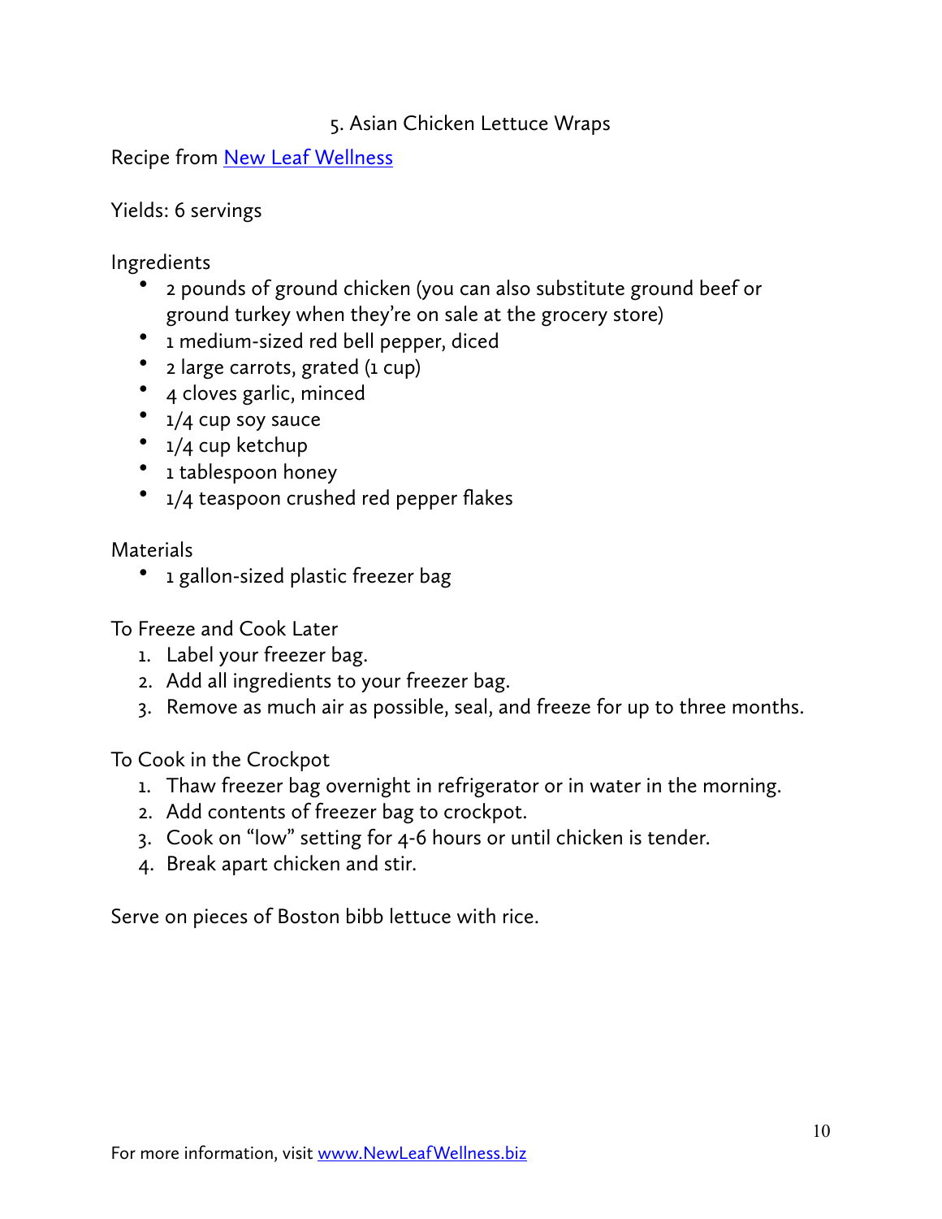## 5. Asian Chicken Lettuce Wraps

Recipe from [New Leaf Wellness](http://www.NewLeafWellness.biz)

Yields: 6 servings

Ingredients

- 2 pounds of ground chicken (you can also substitute ground beef or ground turkey when they're on sale at the grocery store)
- 1 medium-sized red bell pepper, diced
- 2 large carrots, grated (1 cup)
- 4 cloves garlic, minced
- 1/4 cup soy sauce
- 1/4 cup ketchup
- 1 tablespoon honey
- 1/4 teaspoon crushed red pepper flakes

Materials

- 1 gallon-sized plastic freezer bag

To Freeze and Cook Later

1. Label your freezer bag.
2. Add all ingredients to your freezer bag.
3. Remove as much air as possible, seal, and freeze for up to three months.

To Cook in the Crockpot

1. Thaw freezer bag overnight in refrigerator or in water in the morning.
2. Add contents of freezer bag to crockpot.
3. Cook on "low" setting for 4-6 hours or until chicken is tender.
4. Break apart chicken and stir.

Serve on pieces of Boston bibb lettuce with rice.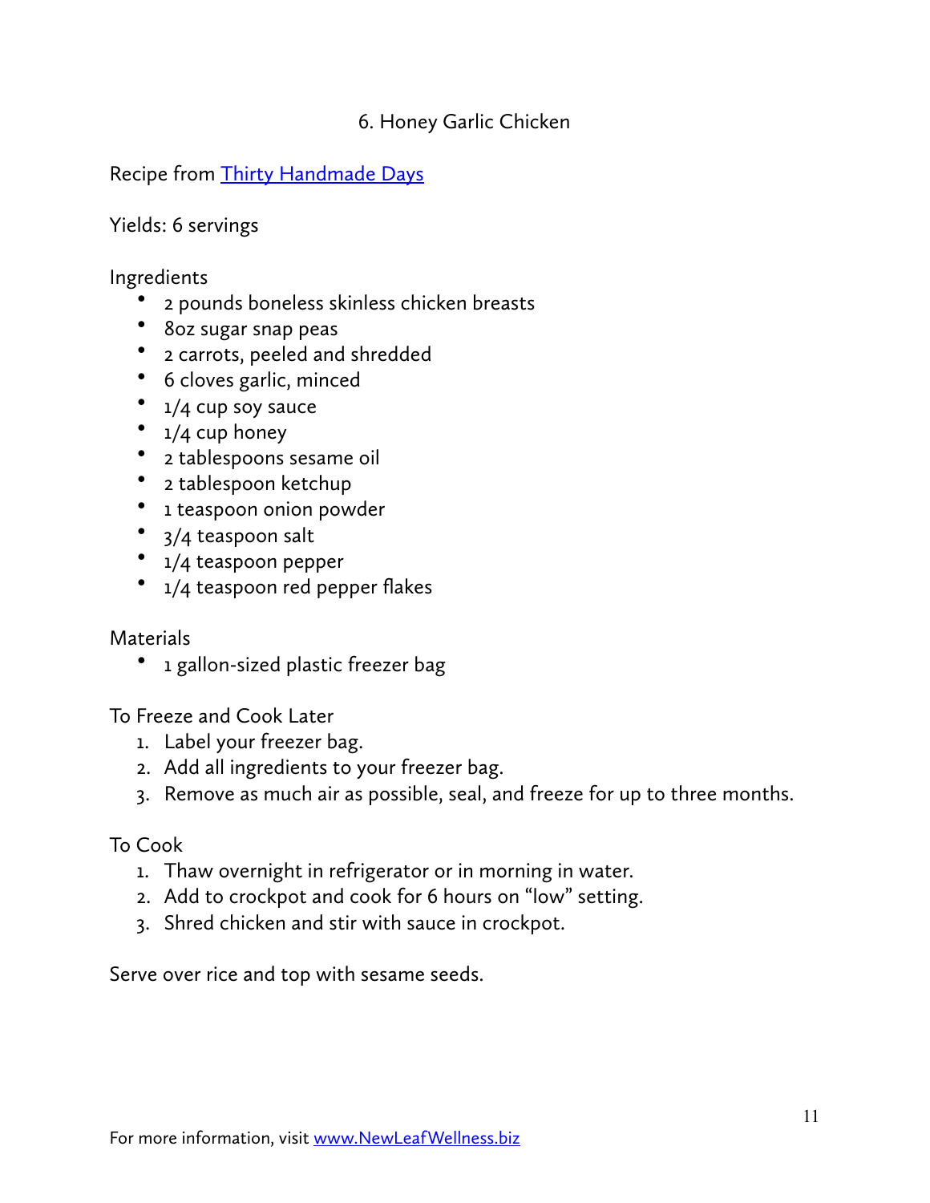## 6. Honey Garlic Chicken

Recipe from [Thirty Handmade Days]

Yields: 6 servings

Ingredients

- 2 pounds boneless skinless chicken breasts
- 8oz sugar snap peas
- 2 carrots, peeled and shredded
- 6 cloves garlic, minced
- 1/4 cup soy sauce
- 1/4 cup honey
- 2 tablespoons sesame oil
- 2 tablespoon ketchup
- 1 teaspoon onion powder
- 3/4 teaspoon salt
- 1/4 teaspoon pepper
- 1/4 teaspoon red pepper flakes

Materials

- 1 gallon-sized plastic freezer bag

To Freeze and Cook Later

1. Label your freezer bag.
2. Add all ingredients to your freezer bag.
3. Remove as much air as possible, seal, and freeze for up to three months.

To Cook

1. Thaw overnight in refrigerator or in morning in water.
2. Add to crockpot and cook for 6 hours on "low" setting.
3. Shred chicken and stir with sauce in crockpot.

Serve over rice and top with sesame seeds.

For more information, visit www.NewLeafWellness.biz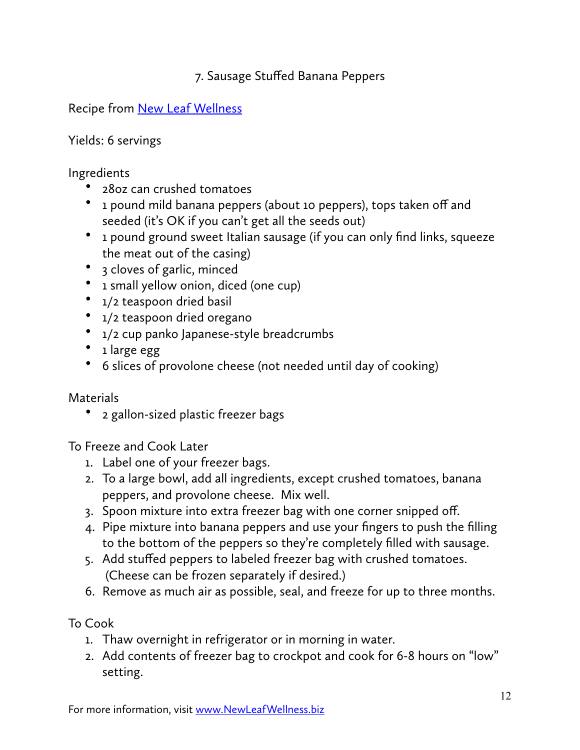## 7. Sausage Stuffed Banana Peppers

Recipe from [New Leaf Wellness](www.NewLeafWellness.biz)

Yields: 6 servings

Ingredients

- 28oz can crushed tomatoes
- 1 pound mild banana peppers (about 10 peppers), tops taken off and seeded (it's OK if you can't get all the seeds out)
- 1 pound ground sweet Italian sausage (if you can only find links, squeeze the meat out of the casing)
- 3 cloves of garlic, minced
- 1 small yellow onion, diced (one cup)
- 1/2 teaspoon dried basil
- 1/2 teaspoon dried oregano
- 1/2 cup panko Japanese-style breadcrumbs
- 1 large egg
- 6 slices of provolone cheese (not needed until day of cooking)

Materials

- 2 gallon-sized plastic freezer bags

To Freeze and Cook Later

1. Label one of your freezer bags.
2. To a large bowl, add all ingredients, except crushed tomatoes, banana peppers, and provolone cheese. Mix well.
3. Spoon mixture into extra freezer bag with one corner snipped off.
4. Pipe mixture into banana peppers and use your fingers to push the filling to the bottom of the peppers so they're completely filled with sausage.
5. Add stuffed peppers to labeled freezer bag with crushed tomatoes. (Cheese can be frozen separately if desired.)
6. Remove as much air as possible, seal, and freeze for up to three months.

To Cook

1. Thaw overnight in refrigerator or in morning in water.
2. Add contents of freezer bag to crockpot and cook for 6-8 hours on "low" setting.

For more information, visit [www.NewLeafWellness.biz](www.NewLeafWellness.biz)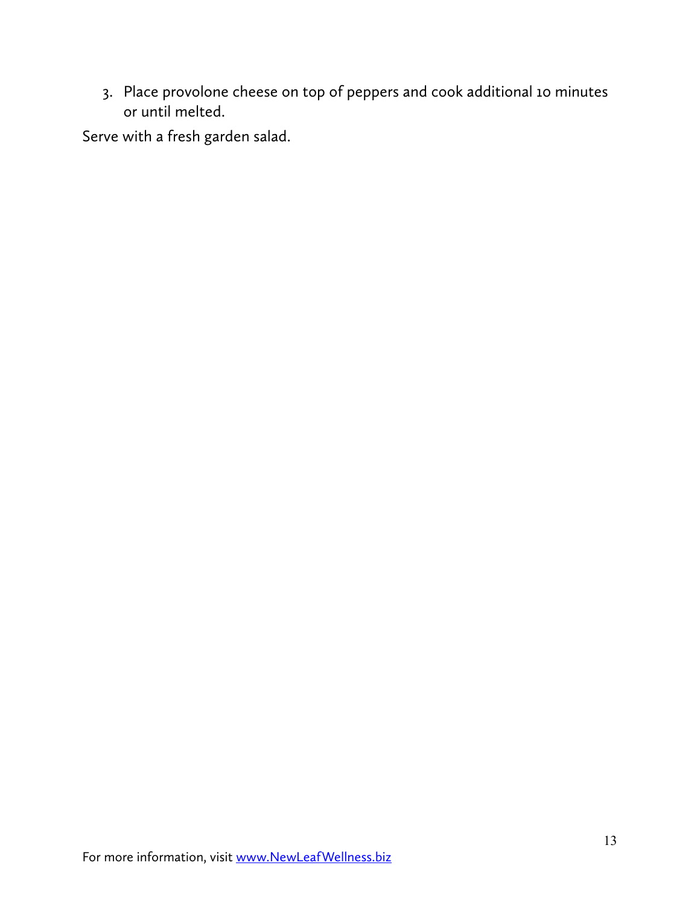3. Place provolone cheese on top of peppers and cook additional 10 minutes or until melted.

Serve with a fresh garden salad.

For more information, visit [www.NewLeafWellness.biz](http://www.NewLeafWellness.biz)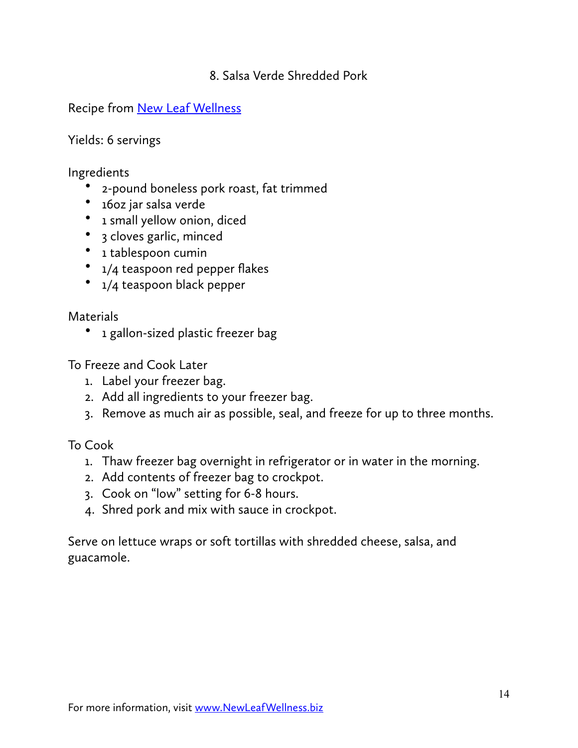## 8. Salsa Verde Shredded Pork

Recipe from [New Leaf Wellness](http://www.NewLeafWellness.biz)

Yields: 6 servings

Ingredients

- 2-pound boneless pork roast, fat trimmed
- 16oz jar salsa verde
- 1 small yellow onion, diced
- 3 cloves garlic, minced
- 1 tablespoon cumin
- 1/4 teaspoon red pepper flakes
- 1/4 teaspoon black pepper

Materials

- 1 gallon-sized plastic freezer bag

To Freeze and Cook Later

1. Label your freezer bag.
2. Add all ingredients to your freezer bag.
3. Remove as much air as possible, seal, and freeze for up to three months.

To Cook

1. Thaw freezer bag overnight in refrigerator or in water in the morning.
2. Add contents of freezer bag to crockpot.
3. Cook on "low" setting for 6-8 hours.
4. Shred pork and mix with sauce in crockpot.

Serve on lettuce wraps or soft tortillas with shredded cheese, salsa, and guacamole.

For more information, visit [www.NewLeafWellness.biz](http://www.NewLeafWellness.biz)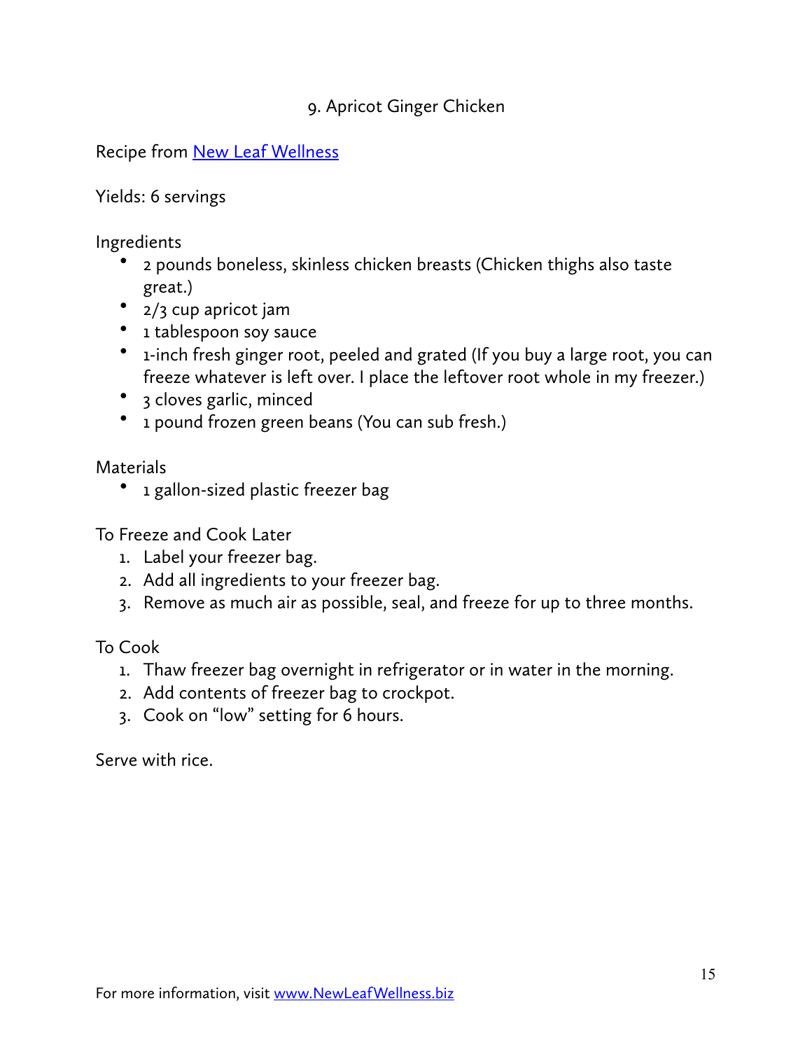## 9. Apricot Ginger Chicken

Recipe from [New Leaf Wellness](http://www.NewLeafWellness.biz)

Yields: 6 servings

Ingredients

- 2 pounds boneless, skinless chicken breasts (Chicken thighs also taste great.)
- 2/3 cup apricot jam
- 1 tablespoon soy sauce
- 1-inch fresh ginger root, peeled and grated (If you buy a large root, you can freeze whatever is left over. I place the leftover root whole in my freezer.)
- 3 cloves garlic, minced
- 1 pound frozen green beans (You can sub fresh.)

Materials

- 1 gallon-sized plastic freezer bag

To Freeze and Cook Later

1. Label your freezer bag.
2. Add all ingredients to your freezer bag.
3. Remove as much air as possible, seal, and freeze for up to three months.

To Cook

1. Thaw freezer bag overnight in refrigerator or in water in the morning.
2. Add contents of freezer bag to crockpot.
3. Cook on "low" setting for 6 hours.

Serve with rice.

For more information, visit [www.NewLeafWellness.biz](http://www.NewLeafWellness.biz)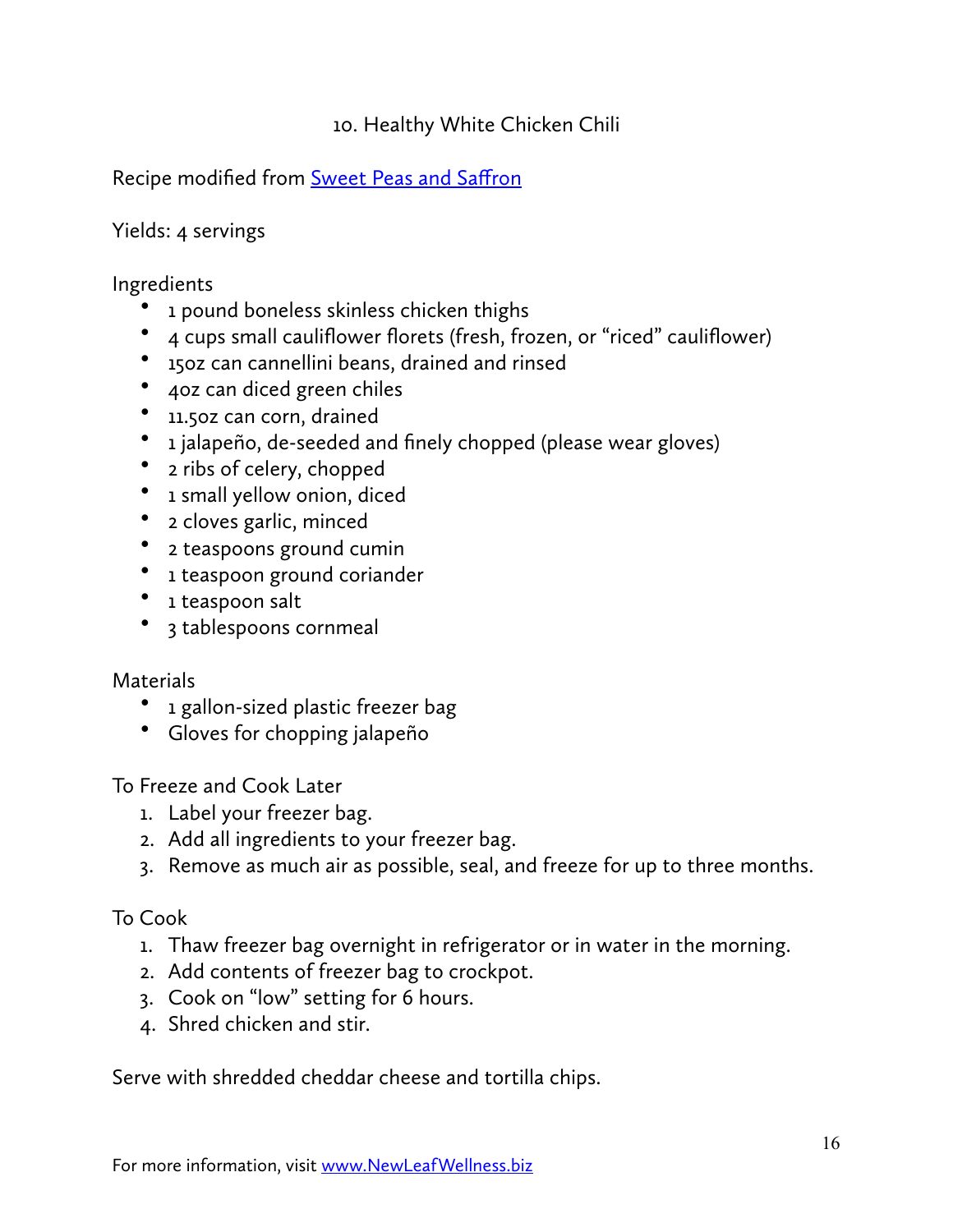## 10. Healthy White Chicken Chili

Recipe modified from [Sweet Peas and Saffron]

Yields: 4 servings

Ingredients

- 1 pound boneless skinless chicken thighs
- 4 cups small cauliflower florets (fresh, frozen, or "riced" cauliflower)
- 15oz can cannellini beans, drained and rinsed
- 4oz can diced green chiles
- 11.5oz can corn, drained
- 1 jalapeño, de-seeded and finely chopped (please wear gloves)
- 2 ribs of celery, chopped
- 1 small yellow onion, diced
- 2 cloves garlic, minced
- 2 teaspoons ground cumin
- 1 teaspoon ground coriander
- 1 teaspoon salt
- 3 tablespoons cornmeal

Materials

- 1 gallon-sized plastic freezer bag
- Gloves for chopping jalapeño

To Freeze and Cook Later

1. Label your freezer bag.
2. Add all ingredients to your freezer bag.
3. Remove as much air as possible, seal, and freeze for up to three months.

To Cook

1. Thaw freezer bag overnight in refrigerator or in water in the morning.
2. Add contents of freezer bag to crockpot.
3. Cook on "low" setting for 6 hours.
4. Shred chicken and stir.

Serve with shredded cheddar cheese and tortilla chips.

For more information, visit www.NewLeafWellness.biz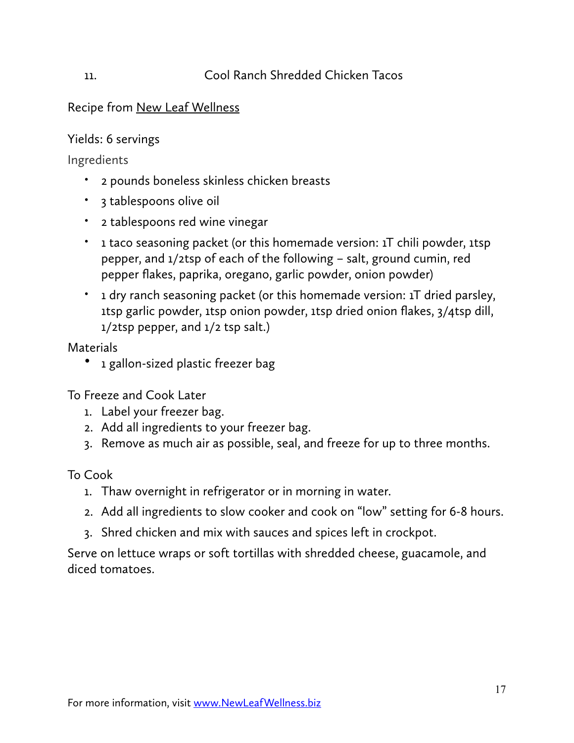## 11. Cool Ranch Shredded Chicken Tacos

Recipe from New Leaf Wellness

Yields: 6 servings

Ingredients

- 2 pounds boneless skinless chicken breasts
- 3 tablespoons olive oil
- 2 tablespoons red wine vinegar
- 1 taco seasoning packet (or this homemade version: 1T chili powder, 1tsp pepper, and 1/2tsp of each of the following – salt, ground cumin, red pepper flakes, paprika, oregano, garlic powder, onion powder)
- 1 dry ranch seasoning packet (or this homemade version: 1T dried parsley, 1tsp garlic powder, 1tsp onion powder, 1tsp dried onion flakes, 3/4tsp dill, 1/2tsp pepper, and 1/2 tsp salt.)

Materials

- 1 gallon-sized plastic freezer bag

To Freeze and Cook Later

1. Label your freezer bag.
2. Add all ingredients to your freezer bag.
3. Remove as much air as possible, seal, and freeze for up to three months.

To Cook

1. Thaw overnight in refrigerator or in morning in water.
2. Add all ingredients to slow cooker and cook on "low" setting for 6-8 hours.
3. Shred chicken and mix with sauces and spices left in crockpot.

Serve on lettuce wraps or soft tortillas with shredded cheese, guacamole, and diced tomatoes.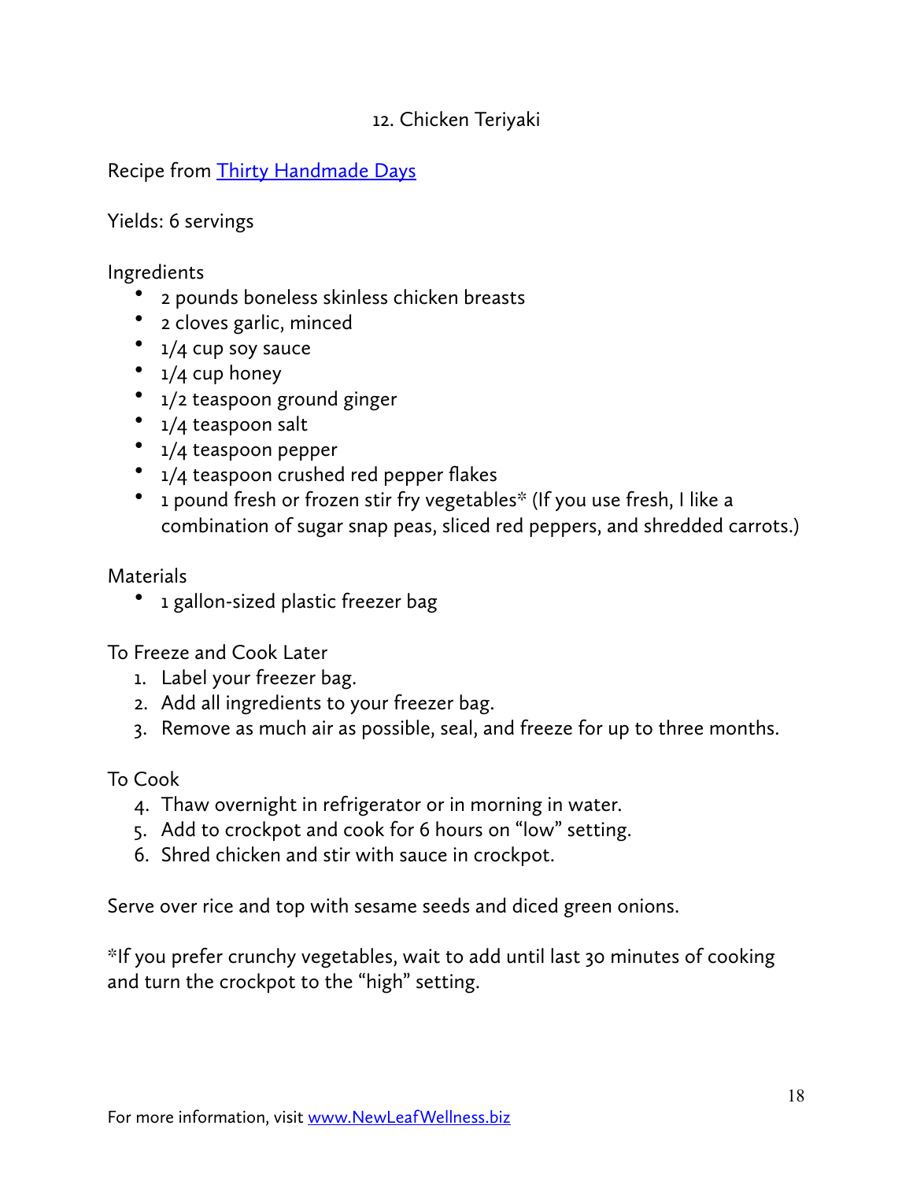## 12. Chicken Teriyaki

Recipe from [Thirty Handmade Days]

Yields: 6 servings

Ingredients

- 2 pounds boneless skinless chicken breasts
- 2 cloves garlic, minced
- 1/4 cup soy sauce
- 1/4 cup honey
- 1/2 teaspoon ground ginger
- 1/4 teaspoon salt
- 1/4 teaspoon pepper
- 1/4 teaspoon crushed red pepper flakes
- 1 pound fresh or frozen stir fry vegetables* (If you use fresh, I like a combination of sugar snap peas, sliced red peppers, and shredded carrots.)

Materials

- 1 gallon-sized plastic freezer bag

To Freeze and Cook Later

1. Label your freezer bag.
2. Add all ingredients to your freezer bag.
3. Remove as much air as possible, seal, and freeze for up to three months.

To Cook

4. Thaw overnight in refrigerator or in morning in water.
5. Add to crockpot and cook for 6 hours on “low” setting.
6. Shred chicken and stir with sauce in crockpot.

Serve over rice and top with sesame seeds and diced green onions.

*If you prefer crunchy vegetables, wait to add until last 30 minutes of cooking and turn the crockpot to the “high” setting.

For more information, visit www.NewLeafWellness.biz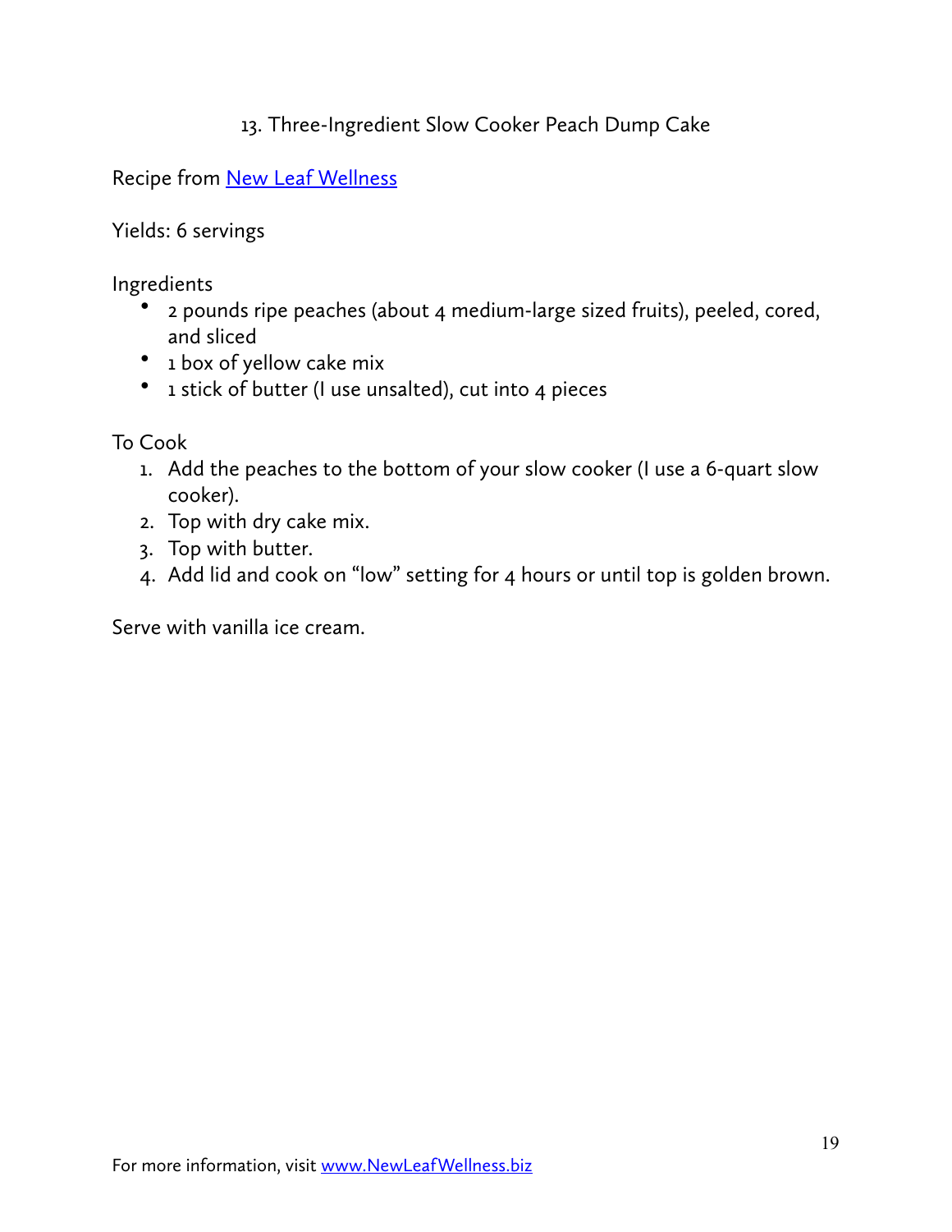## 13. Three-Ingredient Slow Cooker Peach Dump Cake

Recipe from [New Leaf Wellness](www.NewLeafWellness.biz)

Yields: 6 servings

Ingredients

- 2 pounds ripe peaches (about 4 medium-large sized fruits), peeled, cored, and sliced
- 1 box of yellow cake mix
- 1 stick of butter (I use unsalted), cut into 4 pieces

To Cook

1. Add the peaches to the bottom of your slow cooker (I use a 6-quart slow cooker).
2. Top with dry cake mix.
3. Top with butter.
4. Add lid and cook on "low" setting for 4 hours or until top is golden brown.

Serve with vanilla ice cream.

For more information, visit [www.NewLeafWellness.biz](www.NewLeafWellness.biz)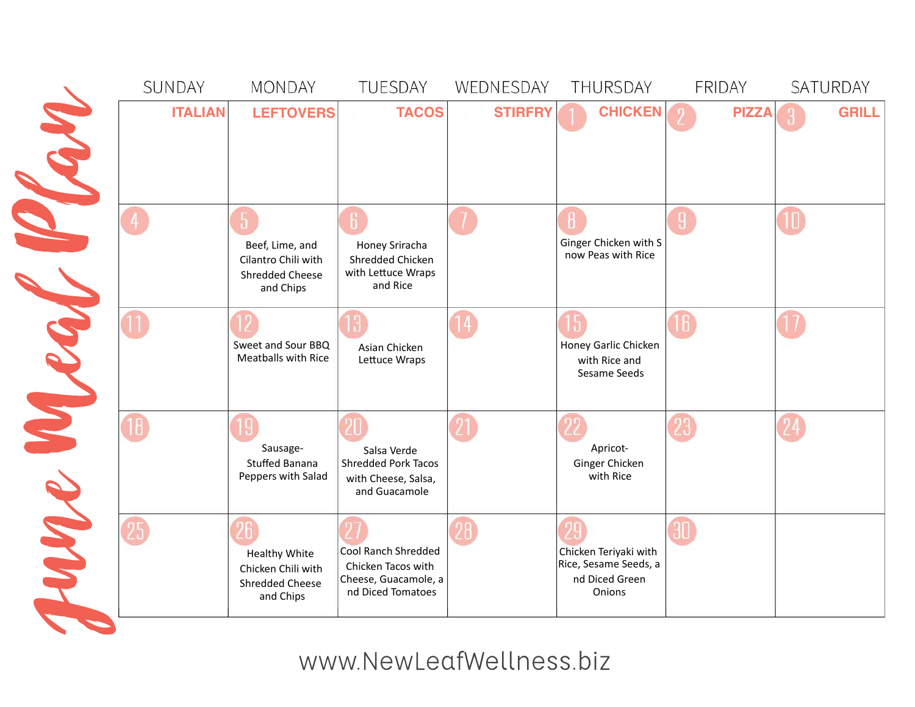# June Meal Plan

| SUNDAY | MONDAY | TUESDAY | WEDNESDAY | THURSDAY | FRIDAY | SATURDAY |
|---|---|---|---|---|---|---|
| ITALIAN | LEFTOVERS | TACOS | STIRFRY | 1 CHICKEN | 2 PIZZA | 3 GRILL |
| 4 | 5 Beef, Lime, and Cilantro Chili with Shredded Cheese and Chips | 6 Honey Sriracha Shredded Chicken with Lettuce Wraps and Rice | 7 | 8 Ginger Chicken with S now Peas with Rice | 9 | 10 |
| 11 | 12 Sweet and Sour BBQ Meatballs with Rice | 13 Asian Chicken Lettuce Wraps | 14 | 15 Honey Garlic Chicken with Rice and Sesame Seeds | 16 | 17 |
| 18 | 19 Sausage-Stuffed Banana Peppers with Salad | 20 Salsa Verde Shredded Pork Tacos with Cheese, Salsa, and Guacamole | 21 | 22 Apricot-Ginger Chicken with Rice | 23 | 24 |
| 25 | 26 Healthy White Chicken Chili with Shredded Cheese and Chips | 27 Cool Ranch Shredded Chicken Tacos with Cheese, Guacamole, a nd Diced Tomatoes | 28 | 29 Chicken Teriyaki with Rice, Sesame Seeds, a nd Diced Green Onions | 30 | |

www.NewLeafWellness.biz